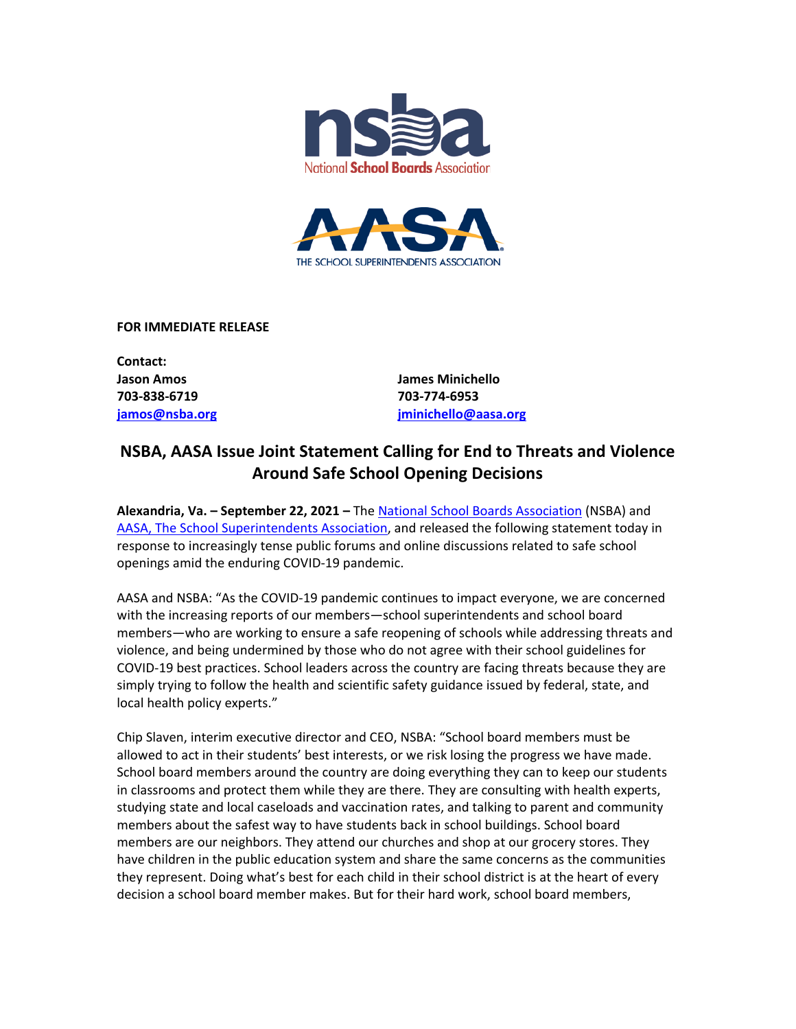National School Boards Association

THE SCHOOL SUPERINTENDENTS ASSOCIATION

**FOR IMMEDIATE RELEASE**

**Contact:**

**Jason Amos**
**703-838-6719**
**jamos@nsba.org**

**James Minichello**
**703-774-6953**
**jminichello@aasa.org**

## NSBA, AASA Issue Joint Statement Calling for End to Threats and Violence Around Safe School Opening Decisions

**Alexandria, Va. – September 22, 2021 –** The National School Boards Association (NSBA) and AASA, The School Superintendents Association, and released the following statement today in response to increasingly tense public forums and online discussions related to safe school openings amid the enduring COVID-19 pandemic.

AASA and NSBA: "As the COVID-19 pandemic continues to impact everyone, we are concerned with the increasing reports of our members—school superintendents and school board members—who are working to ensure a safe reopening of schools while addressing threats and violence, and being undermined by those who do not agree with their school guidelines for COVID-19 best practices. School leaders across the country are facing threats because they are simply trying to follow the health and scientific safety guidance issued by federal, state, and local health policy experts."

Chip Slaven, interim executive director and CEO, NSBA: "School board members must be allowed to act in their students' best interests, or we risk losing the progress we have made. School board members around the country are doing everything they can to keep our students in classrooms and protect them while they are there. They are consulting with health experts, studying state and local caseloads and vaccination rates, and talking to parent and community members about the safest way to have students back in school buildings. School board members are our neighbors. They attend our churches and shop at our grocery stores. They have children in the public education system and share the same concerns as the communities they represent. Doing what's best for each child in their school district is at the heart of every decision a school board member makes. But for their hard work, school board members,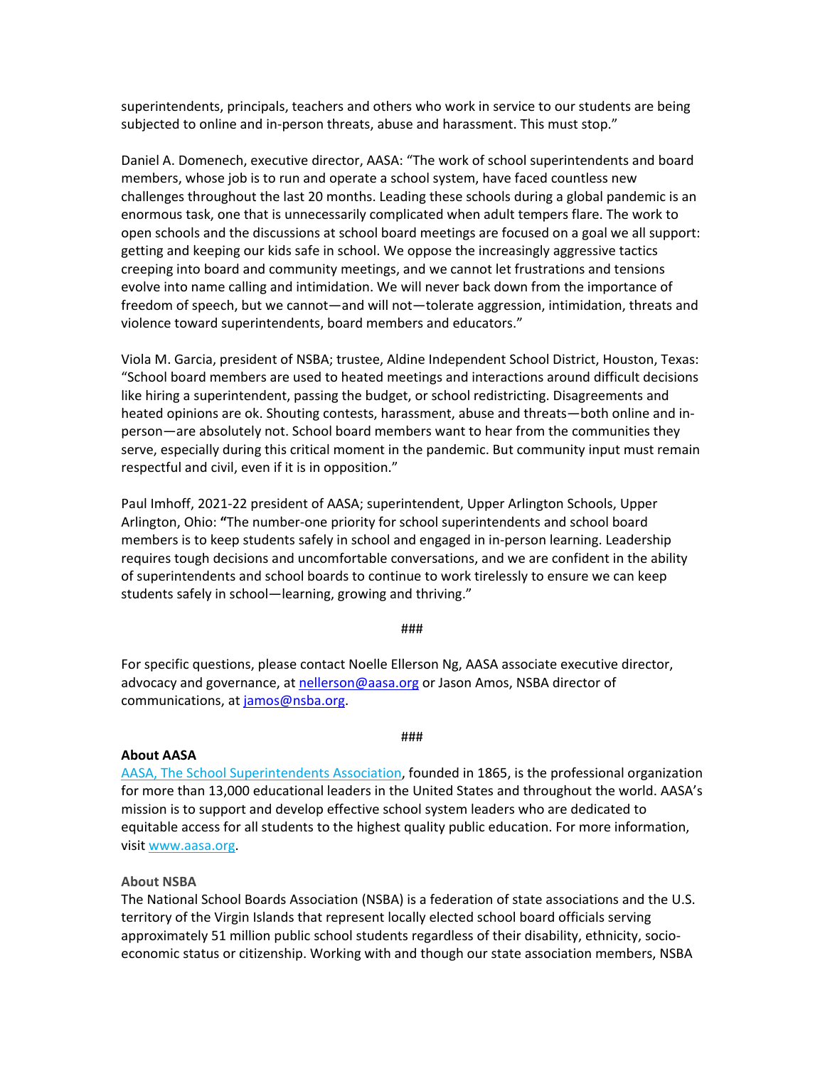superintendents, principals, teachers and others who work in service to our students are being subjected to online and in-person threats, abuse and harassment. This must stop."

Daniel A. Domenech, executive director, AASA: "The work of school superintendents and board members, whose job is to run and operate a school system, have faced countless new challenges throughout the last 20 months. Leading these schools during a global pandemic is an enormous task, one that is unnecessarily complicated when adult tempers flare. The work to open schools and the discussions at school board meetings are focused on a goal we all support: getting and keeping our kids safe in school. We oppose the increasingly aggressive tactics creeping into board and community meetings, and we cannot let frustrations and tensions evolve into name calling and intimidation. We will never back down from the importance of freedom of speech, but we cannot—and will not—tolerate aggression, intimidation, threats and violence toward superintendents, board members and educators."

Viola M. Garcia, president of NSBA; trustee, Aldine Independent School District, Houston, Texas: "School board members are used to heated meetings and interactions around difficult decisions like hiring a superintendent, passing the budget, or school redistricting. Disagreements and heated opinions are ok. Shouting contests, harassment, abuse and threats—both online and in-person—are absolutely not. School board members want to hear from the communities they serve, especially during this critical moment in the pandemic. But community input must remain respectful and civil, even if it is in opposition."

Paul Imhoff, 2021-22 president of AASA; superintendent, Upper Arlington Schools, Upper Arlington, Ohio: **"**The number-one priority for school superintendents and school board members is to keep students safely in school and engaged in in-person learning. Leadership requires tough decisions and uncomfortable conversations, and we are confident in the ability of superintendents and school boards to continue to work tirelessly to ensure we can keep students safely in school—learning, growing and thriving."

###

For specific questions, please contact Noelle Ellerson Ng, AASA associate executive director, advocacy and governance, at nellerson@aasa.org or Jason Amos, NSBA director of communications, at jamos@nsba.org.

###

**About AASA**

AASA, The School Superintendents Association, founded in 1865, is the professional organization for more than 13,000 educational leaders in the United States and throughout the world. AASA's mission is to support and develop effective school system leaders who are dedicated to equitable access for all students to the highest quality public education. For more information, visit www.aasa.org.

**About NSBA**

The National School Boards Association (NSBA) is a federation of state associations and the U.S. territory of the Virgin Islands that represent locally elected school board officials serving approximately 51 million public school students regardless of their disability, ethnicity, socio-economic status or citizenship. Working with and though our state association members, NSBA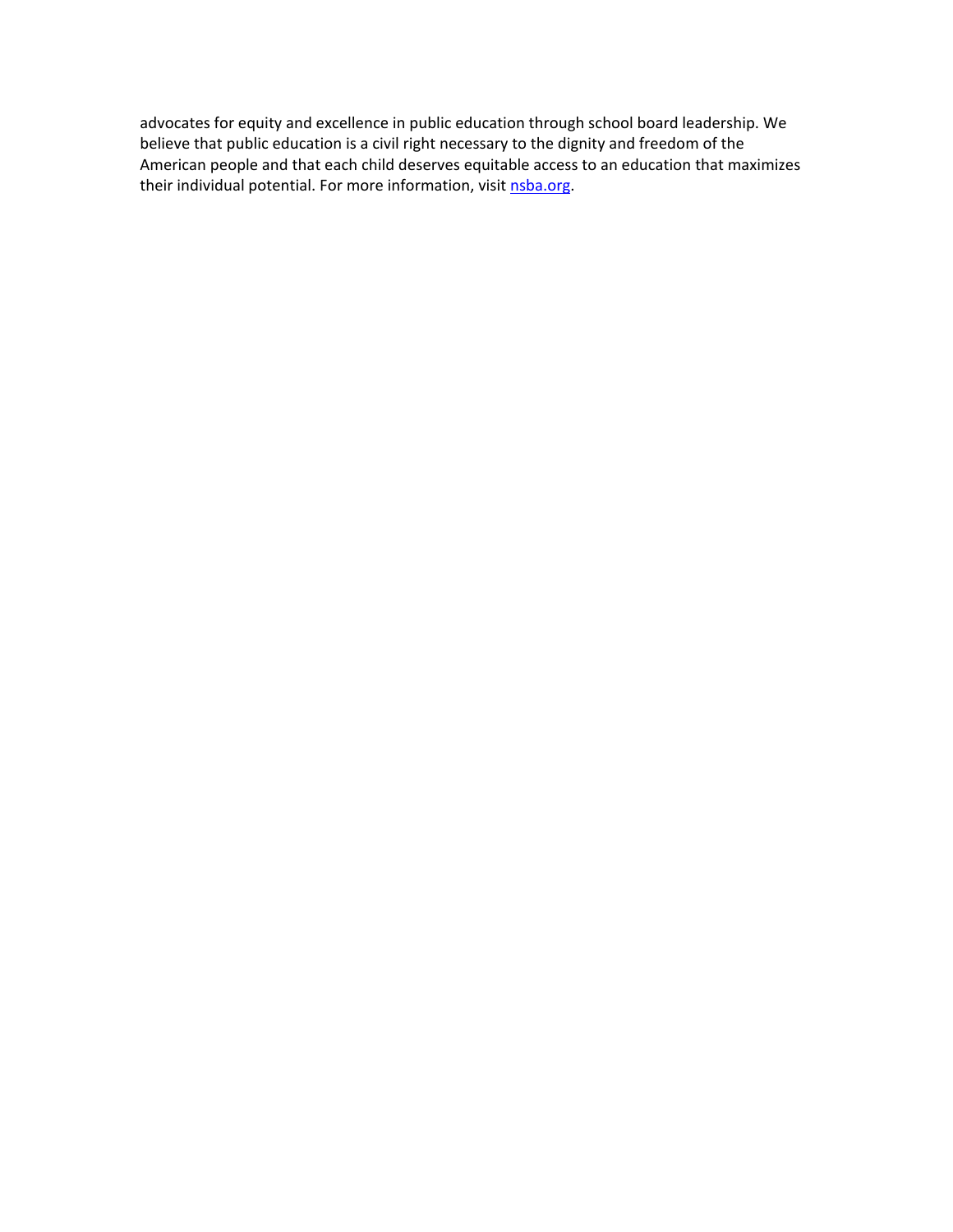advocates for equity and excellence in public education through school board leadership. We believe that public education is a civil right necessary to the dignity and freedom of the American people and that each child deserves equitable access to an education that maximizes their individual potential. For more information, visit nsba.org.